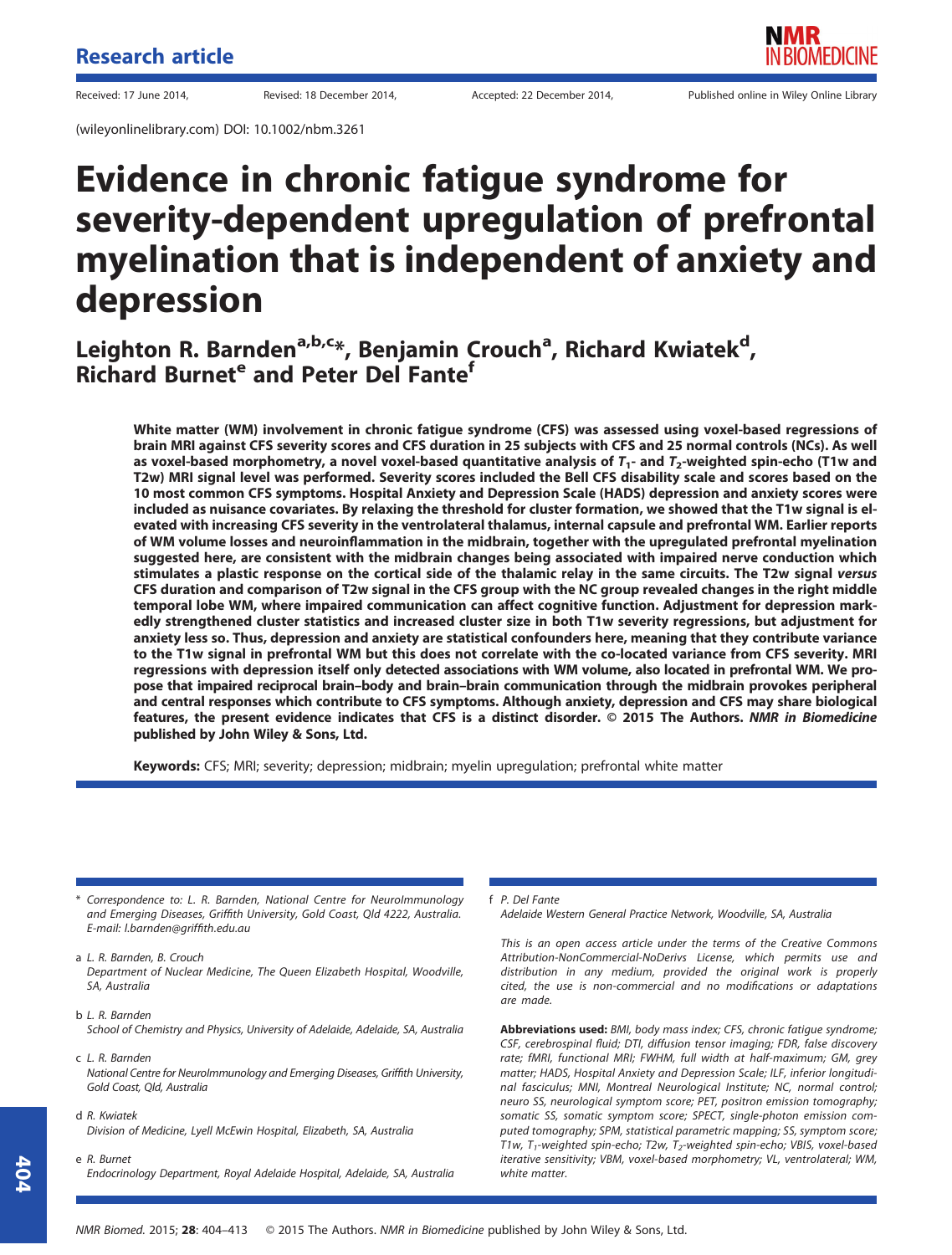Research article

Received: 17 June 2014, Revised: 18 December 2014, Accepted: 22 December 2014, Published online in Wiley Online Library

(wileyonlinelibrary.com) DOI: 10.1002/nbm.3261

# Evidence in chronic fatigue syndrome for severity-dependent upregulation of prefrontal myelination that is independent of anxiety and depression

## Leighton R. Barnden[a,b,c*], Benjamin Crouch[a], Richard Kwiatek[d], Richard Burnet[e] and Peter Del Fante[f]

**White matter (WM) involvement in chronic fatigue syndrome (CFS) was assessed using voxel-based regressions of brain MRI against CFS severity scores and CFS duration in 25 subjects with CFS and 25 normal controls (NCs). As well as voxel-based morphometry, a novel voxel-based quantitative analysis of $T_1$- and $T_2$-weighted spin-echo (T1w and T2w) MRI signal level was performed. Severity scores included the Bell CFS disability scale and scores based on the 10 most common CFS symptoms. Hospital Anxiety and Depression Scale (HADS) depression and anxiety scores were included as nuisance covariates. By relaxing the threshold for cluster formation, we showed that the T1w signal is elevated with increasing CFS severity in the ventrolateral thalamus, internal capsule and prefrontal WM. Earlier reports of WM volume losses and neuroinflammation in the midbrain, together with the upregulated prefrontal myelination suggested here, are consistent with the midbrain changes being associated with impaired nerve conduction which stimulates a plastic response on the cortical side of the thalamic relay in the same circuits. The T2w signal *versus* CFS duration and comparison of T2w signal in the CFS group with the NC group revealed changes in the right middle temporal lobe WM, where impaired communication can affect cognitive function. Adjustment for depression markedly strengthened cluster statistics and increased cluster size in both T1w severity regressions, but adjustment for anxiety less so. Thus, depression and anxiety are statistical confounders here, meaning that they contribute variance to the T1w signal in prefrontal WM but this does not correlate with the co-located variance from CFS severity. MRI regressions with depression itself only detected associations with WM volume, also located in prefrontal WM. We propose that impaired reciprocal brain–body and brain–brain communication through the midbrain provokes peripheral and central responses which contribute to CFS symptoms. Although anxiety, depression and CFS may share biological features, the present evidence indicates that CFS is a distinct disorder. © 2015 The Authors. *NMR in Biomedicine* published by John Wiley & Sons, Ltd.**

**Keywords:** CFS; MRI; severity; depression; midbrain; myelin upregulation; prefrontal white matter

\* *Correspondence to: L. R. Barnden, National Centre for NeuroImmunology and Emerging Diseases, Griffith University, Gold Coast, Qld 4222, Australia. E-mail: l.barnden@griffith.edu.au*

a *L. R. Barnden, B. Crouch*
*Department of Nuclear Medicine, The Queen Elizabeth Hospital, Woodville, SA, Australia*

b *L. R. Barnden*
*School of Chemistry and Physics, University of Adelaide, Adelaide, SA, Australia*

c *L. R. Barnden*
*National Centre for NeuroImmunology and Emerging Diseases, Griffith University, Gold Coast, Qld, Australia*

d *R. Kwiatek*
*Division of Medicine, Lyell McEwin Hospital, Elizabeth, SA, Australia*

e *R. Burnet*
*Endocrinology Department, Royal Adelaide Hospital, Adelaide, SA, Australia*

f *P. Del Fante*
*Adelaide Western General Practice Network, Woodville, SA, Australia*

*This is an open access article under the terms of the Creative Commons Attribution-NonCommercial-NoDerivs License, which permits use and distribution in any medium, provided the original work is properly cited, the use is non-commercial and no modifications or adaptations are made.*

**Abbreviations used:** *BMI, body mass index; CFS, chronic fatigue syndrome; CSF, cerebrospinal fluid; DTI, diffusion tensor imaging; FDR, false discovery rate; fMRI, functional MRI; FWHM, full width at half-maximum; GM, grey matter; HADS, Hospital Anxiety and Depression Scale; ILF, inferior longitudinal fasciculus; MNI, Montreal Neurological Institute; NC, normal control; neuro SS, neurological symptom score; PET, positron emission tomography; somatic SS, somatic symptom score; SPECT, single-photon emission computed tomography; SPM, statistical parametric mapping; SS, symptom score; T1w, $T_1$-weighted spin-echo; T2w, $T_2$-weighted spin-echo; VBIS, voxel-based iterative sensitivity; VBM, voxel-based morphometry; VL, ventrolateral; WM, white matter.*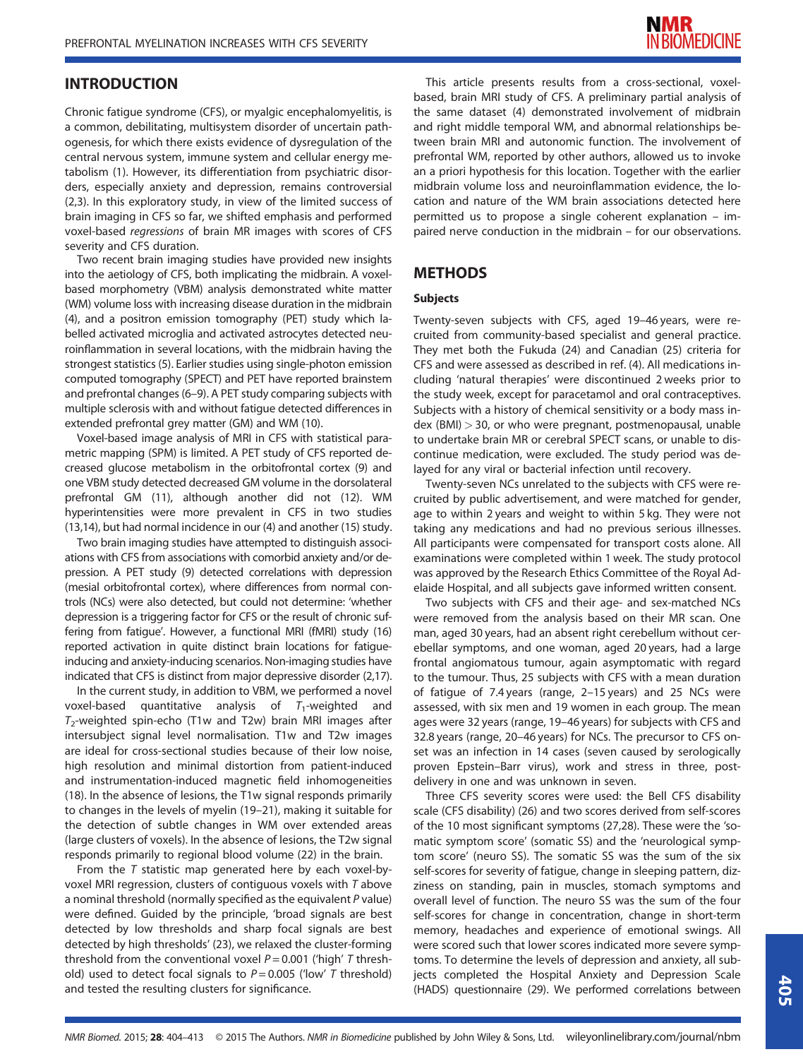## INTRODUCTION

Chronic fatigue syndrome (CFS), or myalgic encephalomyelitis, is a common, debilitating, multisystem disorder of uncertain pathogenesis, for which there exists evidence of dysregulation of the central nervous system, immune system and cellular energy metabolism (1). However, its differentiation from psychiatric disorders, especially anxiety and depression, remains controversial (2,3). In this exploratory study, in view of the limited success of brain imaging in CFS so far, we shifted emphasis and performed voxel-based *regressions* of brain MR images with scores of CFS severity and CFS duration.

Two recent brain imaging studies have provided new insights into the aetiology of CFS, both implicating the midbrain. A voxel-based morphometry (VBM) analysis demonstrated white matter (WM) volume loss with increasing disease duration in the midbrain (4), and a positron emission tomography (PET) study which labelled activated microglia and activated astrocytes detected neuroinflammation in several locations, with the midbrain having the strongest statistics (5). Earlier studies using single-photon emission computed tomography (SPECT) and PET have reported brainstem and prefrontal changes (6–9). A PET study comparing subjects with multiple sclerosis with and without fatigue detected differences in extended prefrontal grey matter (GM) and WM (10).

Voxel-based image analysis of MRI in CFS with statistical parametric mapping (SPM) is limited. A PET study of CFS reported decreased glucose metabolism in the orbitofrontal cortex (9) and one VBM study detected decreased GM volume in the dorsolateral prefrontal GM (11), although another did not (12). WM hyperintensities were more prevalent in CFS in two studies (13,14), but had normal incidence in our (4) and another (15) study.

Two brain imaging studies have attempted to distinguish associations with CFS from associations with comorbid anxiety and/or depression. A PET study (9) detected correlations with depression (mesial orbitofrontal cortex), where differences from normal controls (NCs) were also detected, but could not determine: 'whether depression is a triggering factor for CFS or the result of chronic suffering from fatigue'. However, a functional MRI (fMRI) study (16) reported activation in quite distinct brain locations for fatigue-inducing and anxiety-inducing scenarios. Non-imaging studies have indicated that CFS is distinct from major depressive disorder (2,17).

In the current study, in addition to VBM, we performed a novel voxel-based quantitative analysis of $T_1$-weighted and $T_2$-weighted spin-echo (T1w and T2w) brain MRI images after intersubject signal level normalisation. T1w and T2w images are ideal for cross-sectional studies because of their low noise, high resolution and minimal distortion from patient-induced and instrumentation-induced magnetic field inhomogeneities (18). In the absence of lesions, the T1w signal responds primarily to changes in the levels of myelin (19–21), making it suitable for the detection of subtle changes in WM over extended areas (large clusters of voxels). In the absence of lesions, the T2w signal responds primarily to regional blood volume (22) in the brain.

From the $T$ statistic map generated here by each voxel-by-voxel MRI regression, clusters of contiguous voxels with $T$ above a nominal threshold (normally specified as the equivalent $P$ value) were defined. Guided by the principle, 'broad signals are best detected by low thresholds and sharp focal signals are best detected by high thresholds' (23), we relaxed the cluster-forming threshold from the conventional voxel $P = 0.001$ ('high' $T$ threshold) used to detect focal signals to $P = 0.005$ ('low' $T$ threshold) and tested the resulting clusters for significance.

This article presents results from a cross-sectional, voxel-based, brain MRI study of CFS. A preliminary partial analysis of the same dataset (4) demonstrated involvement of midbrain and right middle temporal WM, and abnormal relationships between brain MRI and autonomic function. The involvement of prefrontal WM, reported by other authors, allowed us to invoke an a priori hypothesis for this location. Together with the earlier midbrain volume loss and neuroinflammation evidence, the location and nature of the WM brain associations detected here permitted us to propose a single coherent explanation – impaired nerve conduction in the midbrain – for our observations.

## METHODS

### Subjects

Twenty-seven subjects with CFS, aged 19–46 years, were recruited from community-based specialist and general practice. They met both the Fukuda (24) and Canadian (25) criteria for CFS and were assessed as described in ref. (4). All medications including 'natural therapies' were discontinued 2 weeks prior to the study week, except for paracetamol and oral contraceptives. Subjects with a history of chemical sensitivity or a body mass index (BMI) > 30, or who were pregnant, postmenopausal, unable to undertake brain MR or cerebral SPECT scans, or unable to discontinue medication, were excluded. The study period was delayed for any viral or bacterial infection until recovery.

Twenty-seven NCs unrelated to the subjects with CFS were recruited by public advertisement, and were matched for gender, age to within 2 years and weight to within 5 kg. They were not taking any medications and had no previous serious illnesses. All participants were compensated for transport costs alone. All examinations were completed within 1 week. The study protocol was approved by the Research Ethics Committee of the Royal Adelaide Hospital, and all subjects gave informed written consent.

Two subjects with CFS and their age- and sex-matched NCs were removed from the analysis based on their MR scan. One man, aged 30 years, had an absent right cerebellum without cerebellar symptoms, and one woman, aged 20 years, had a large frontal angiomatous tumour, again asymptomatic with regard to the tumour. Thus, 25 subjects with CFS with a mean duration of fatigue of 7.4 years (range, 2–15 years) and 25 NCs were assessed, with six men and 19 women in each group. The mean ages were 32 years (range, 19–46 years) for subjects with CFS and 32.8 years (range, 20–46 years) for NCs. The precursor to CFS onset was an infection in 14 cases (seven caused by serologically proven Epstein–Barr virus), work and stress in three, post-delivery in one and was unknown in seven.

Three CFS severity scores were used: the Bell CFS disability scale (CFS disability) (26) and two scores derived from self-scores of the 10 most significant symptoms (27,28). These were the 'somatic symptom score' (somatic SS) and the 'neurological symptom score' (neuro SS). The somatic SS was the sum of the six self-scores for severity of fatigue, change in sleeping pattern, dizziness on standing, pain in muscles, stomach symptoms and overall level of function. The neuro SS was the sum of the four self-scores for change in concentration, change in short-term memory, headaches and experience of emotional swings. All were scored such that lower scores indicated more severe symptoms. To determine the levels of depression and anxiety, all subjects completed the Hospital Anxiety and Depression Scale (HADS) questionnaire (29). We performed correlations between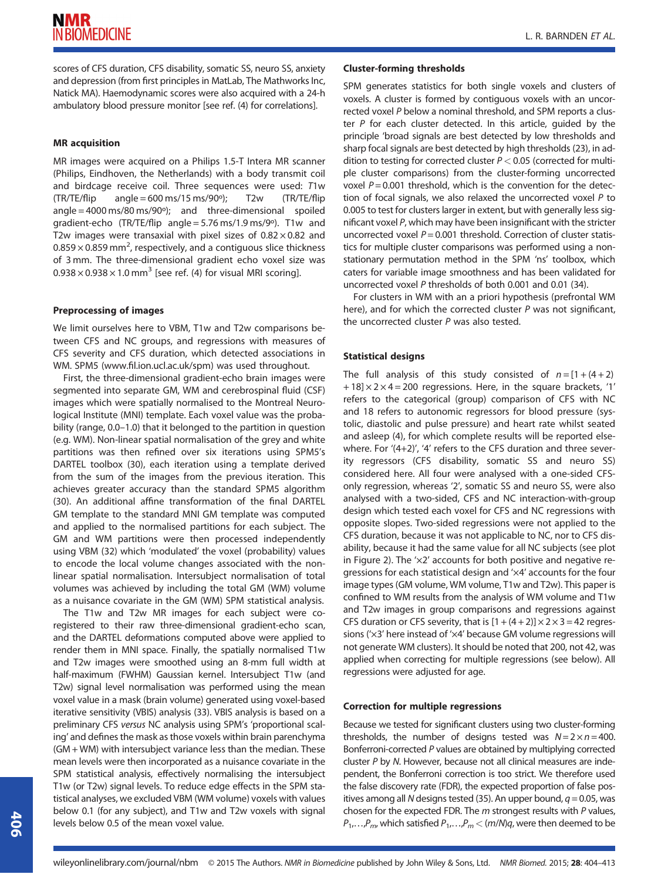scores of CFS duration, CFS disability, somatic SS, neuro SS, anxiety and depression (from first principles in MatLab, The Mathworks Inc, Natick MA). Haemodynamic scores were also acquired with a 24-h ambulatory blood pressure monitor [see ref. (4) for correlations].

### MR acquisition

MR images were acquired on a Philips 1.5-T Intera MR scanner (Philips, Eindhoven, the Netherlands) with a body transmit coil and birdcage receive coil. Three sequences were used: *T*1w (TR/TE/flip angle = 600 ms/15 ms/90°); T2w (TR/TE/flip angle = 4000 ms/80 ms/90°); and three-dimensional spoiled gradient-echo (TR/TE/flip angle = 5.76 ms/1.9 ms/9°). T1w and T2w images were transaxial with pixel sizes of $0.82 \times 0.82$ and $0.859 \times 0.859$ mm$^2$, respectively, and a contiguous slice thickness of 3 mm. The three-dimensional gradient echo voxel size was $0.938 \times 0.938 \times 1.0$ mm$^3$ [see ref. (4) for visual MRI scoring].

### Preprocessing of images

We limit ourselves here to VBM, T1w and T2w comparisons between CFS and NC groups, and regressions with measures of CFS severity and CFS duration, which detected associations in WM. SPM5 (www.fil.ion.ucl.ac.uk/spm) was used throughout.

First, the three-dimensional gradient-echo brain images were segmented into separate GM, WM and cerebrospinal fluid (CSF) images which were spatially normalised to the Montreal Neurological Institute (MNI) template. Each voxel value was the probability (range, 0.0–1.0) that it belonged to the partition in question (e.g. WM). Non-linear spatial normalisation of the grey and white partitions was then refined over six iterations using SPM5's DARTEL toolbox (30), each iteration using a template derived from the sum of the images from the previous iteration. This achieves greater accuracy than the standard SPM5 algorithm (30). An additional affine transformation of the final DARTEL GM template to the standard MNI GM template was computed and applied to the normalised partitions for each subject. The GM and WM partitions were then processed independently using VBM (32) which 'modulated' the voxel (probability) values to encode the local volume changes associated with the non-linear spatial normalisation. Intersubject normalisation of total volumes was achieved by including the total GM (WM) volume as a nuisance covariate in the GM (WM) SPM statistical analysis.

The T1w and T2w MR images for each subject were co-registered to their raw three-dimensional gradient-echo scan, and the DARTEL deformations computed above were applied to render them in MNI space. Finally, the spatially normalised T1w and T2w images were smoothed using an 8-mm full width at half-maximum (FWHM) Gaussian kernel. Intersubject T1w (and T2w) signal level normalisation was performed using the mean voxel value in a mask (brain volume) generated using voxel-based iterative sensitivity (VBIS) analysis (33). VBIS analysis is based on a preliminary CFS *versus* NC analysis using SPM's 'proportional scaling' and defines the mask as those voxels within brain parenchyma (GM + WM) with intersubject variance less than the median. These mean levels were then incorporated as a nuisance covariate in the SPM statistical analysis, effectively normalising the intersubject T1w (or T2w) signal levels. To reduce edge effects in the SPM statistical analyses, we excluded VBM (WM volume) voxels with values below 0.1 (for any subject), and T1w and T2w voxels with signal levels below 0.5 of the mean voxel value.

### Cluster-forming thresholds

SPM generates statistics for both single voxels and clusters of voxels. A cluster is formed by contiguous voxels with an uncorrected voxel *P* below a nominal threshold, and SPM reports a cluster *P* for each cluster detected. In this article, guided by the principle 'broad signals are best detected by low thresholds and sharp focal signals are best detected by high thresholds (23), in addition to testing for corrected cluster $P < 0.05$ (corrected for multiple cluster comparisons) from the cluster-forming uncorrected voxel $P = 0.001$ threshold, which is the convention for the detection of focal signals, we also relaxed the uncorrected voxel *P* to 0.005 to test for clusters larger in extent, but with generally less significant voxel *P*, which may have been insignificant with the stricter uncorrected voxel $P = 0.001$ threshold. Correction of cluster statistics for multiple cluster comparisons was performed using a non-stationary permutation method in the SPM 'ns' toolbox, which caters for variable image smoothness and has been validated for uncorrected voxel *P* thresholds of both 0.001 and 0.01 (34).

For clusters in WM with an a priori hypothesis (prefrontal WM here), and for which the corrected cluster *P* was not significant, the uncorrected cluster *P* was also tested.

### Statistical designs

The full analysis of this study consisted of $n = [1 + (4 + 2) + 18] \times 2 \times 4 = 200$ regressions. Here, in the square brackets, '1' refers to the categorical (group) comparison of CFS with NC and 18 refers to autonomic regressors for blood pressure (systolic, diastolic and pulse pressure) and heart rate whilst seated and asleep (4), for which complete results will be reported elsewhere. For '(4+2)', '4' refers to the CFS duration and three severity regressors (CFS disability, somatic SS and neuro SS) considered here. All four were analysed with a one-sided CFS-only regression, whereas '2', somatic SS and neuro SS, were also analysed with a two-sided, CFS and NC interaction-with-group design which tested each voxel for CFS and NC regressions with opposite slopes. Two-sided regressions were not applied to the CFS duration, because it was not applicable to NC, nor to CFS disability, because it had the same value for all NC subjects (see plot in Figure 2). The '×2' accounts for both positive and negative regressions for each statistical design and '×4' accounts for the four image types (GM volume, WM volume, T1w and T2w). This paper is confined to WM results from the analysis of WM volume and T1w and T2w images in group comparisons and regressions against CFS duration or CFS severity, that is $[1 + (4 + 2)] \times 2 \times 3 = 42$ regressions ('×3' here instead of '×4' because GM volume regressions will not generate WM clusters). It should be noted that 200, not 42, was applied when correcting for multiple regressions (see below). All regressions were adjusted for age.

### Correction for multiple regressions

Because we tested for significant clusters using two cluster-forming thresholds, the number of designs tested was $N = 2 \times n = 400$. Bonferroni-corrected *P* values are obtained by multiplying corrected cluster *P* by *N*. However, because not all clinical measures are independent, the Bonferroni correction is too strict. We therefore used the false discovery rate (FDR), the expected proportion of false positives among all *N* designs tested (35). An upper bound, $q = 0.05$, was chosen for the expected FDR. The *m* strongest results with *P* values, $P_1,\ldots,P_m$, which satisfied $P_1,\ldots,P_m < (m/N)q$, were then deemed to be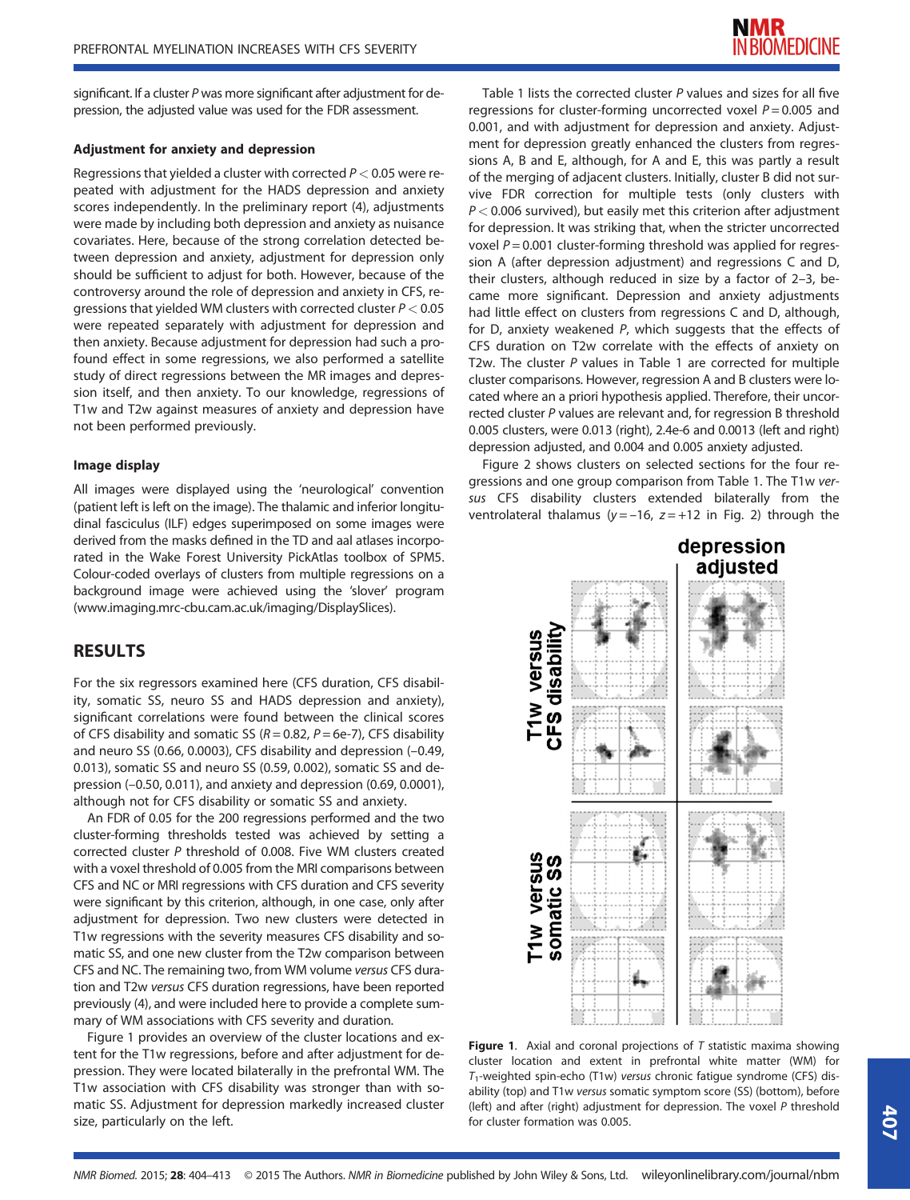significant. If a cluster $P$ was more significant after adjustment for depression, the adjusted value was used for the FDR assessment.

### Adjustment for anxiety and depression

Regressions that yielded a cluster with corrected $P < 0.05$ were repeated with adjustment for the HADS depression and anxiety scores independently. In the preliminary report (4), adjustments were made by including both depression and anxiety as nuisance covariates. Here, because of the strong correlation detected between depression and anxiety, adjustment for depression only should be sufficient to adjust for both. However, because of the controversy around the role of depression and anxiety in CFS, regressions that yielded WM clusters with corrected cluster $P < 0.05$ were repeated separately with adjustment for depression and then anxiety. Because adjustment for depression had such a profound effect in some regressions, we also performed a satellite study of direct regressions between the MR images and depression itself, and then anxiety. To our knowledge, regressions of T1w and T2w against measures of anxiety and depression have not been performed previously.

### Image display

All images were displayed using the 'neurological' convention (patient left is left on the image). The thalamic and inferior longitudinal fasciculus (ILF) edges superimposed on some images were derived from the masks defined in the TD and aal atlases incorporated in the Wake Forest University PickAtlas toolbox of SPM5. Colour-coded overlays of clusters from multiple regressions on a background image were achieved using the 'slover' program (www.imaging.mrc-cbu.cam.ac.uk/imaging/DisplaySlices).

## RESULTS

For the six regressors examined here (CFS duration, CFS disability, somatic SS, neuro SS and HADS depression and anxiety), significant correlations were found between the clinical scores of CFS disability and somatic SS ($R = 0.82$, $P = 6\text{e-}7$), CFS disability and neuro SS (0.66, 0.0003), CFS disability and depression (–0.49, 0.013), somatic SS and neuro SS (0.59, 0.002), somatic SS and depression (–0.50, 0.011), and anxiety and depression (0.69, 0.0001), although not for CFS disability or somatic SS and anxiety.

An FDR of 0.05 for the 200 regressions performed and the two cluster-forming thresholds tested was achieved by setting a corrected cluster $P$ threshold of 0.008. Five WM clusters created with a voxel threshold of 0.005 from the MRI comparisons between CFS and NC or MRI regressions with CFS duration and CFS severity were significant by this criterion, although, in one case, only after adjustment for depression. Two new clusters were detected in T1w regressions with the severity measures CFS disability and somatic SS, and one new cluster from the T2w comparison between CFS and NC. The remaining two, from WM volume *versus* CFS duration and T2w *versus* CFS duration regressions, have been reported previously (4), and were included here to provide a complete summary of WM associations with CFS severity and duration.

Figure 1 provides an overview of the cluster locations and extent for the T1w regressions, before and after adjustment for depression. They were located bilaterally in the prefrontal WM. The T1w association with CFS disability was stronger than with somatic SS. Adjustment for depression markedly increased cluster size, particularly on the left.

Table 1 lists the corrected cluster $P$ values and sizes for all five regressions for cluster-forming uncorrected voxel $P = 0.005$ and 0.001, and with adjustment for depression and anxiety. Adjustment for depression greatly enhanced the clusters from regressions A, B and E, although, for A and E, this was partly a result of the merging of adjacent clusters. Initially, cluster B did not survive FDR correction for multiple tests (only clusters with $P < 0.006$ survived), but easily met this criterion after adjustment for depression. It was striking that, when the stricter uncorrected voxel $P = 0.001$ cluster-forming threshold was applied for regression A (after depression adjustment) and regressions C and D, their clusters, although reduced in size by a factor of 2–3, became more significant. Depression and anxiety adjustments had little effect on clusters from regressions C and D, although, for D, anxiety weakened $P$, which suggests that the effects of CFS duration on T2w correlate with the effects of anxiety on T2w. The cluster $P$ values in Table 1 are corrected for multiple cluster comparisons. However, regression A and B clusters were located where an a priori hypothesis applied. Therefore, their uncorrected cluster $P$ values are relevant and, for regression B threshold 0.005 clusters, were 0.013 (right), 2.4e-6 and 0.0013 (left and right) depression adjusted, and 0.004 and 0.005 anxiety adjusted.

Figure 2 shows clusters on selected sections for the four regressions and one group comparison from Table 1. The T1w *versus* CFS disability clusters extended bilaterally from the ventrolateral thalamus ($y = -16$, $z = +12$ in Fig. 2) through the

**Figure 1**. Axial and coronal projections of $T$ statistic maxima showing cluster location and extent in prefrontal white matter (WM) for $T_1$-weighted spin-echo (T1w) *versus* chronic fatigue syndrome (CFS) disability (top) and T1w *versus* somatic symptom score (SS) (bottom), before (left) and after (right) adjustment for depression. The voxel $P$ threshold for cluster formation was 0.005.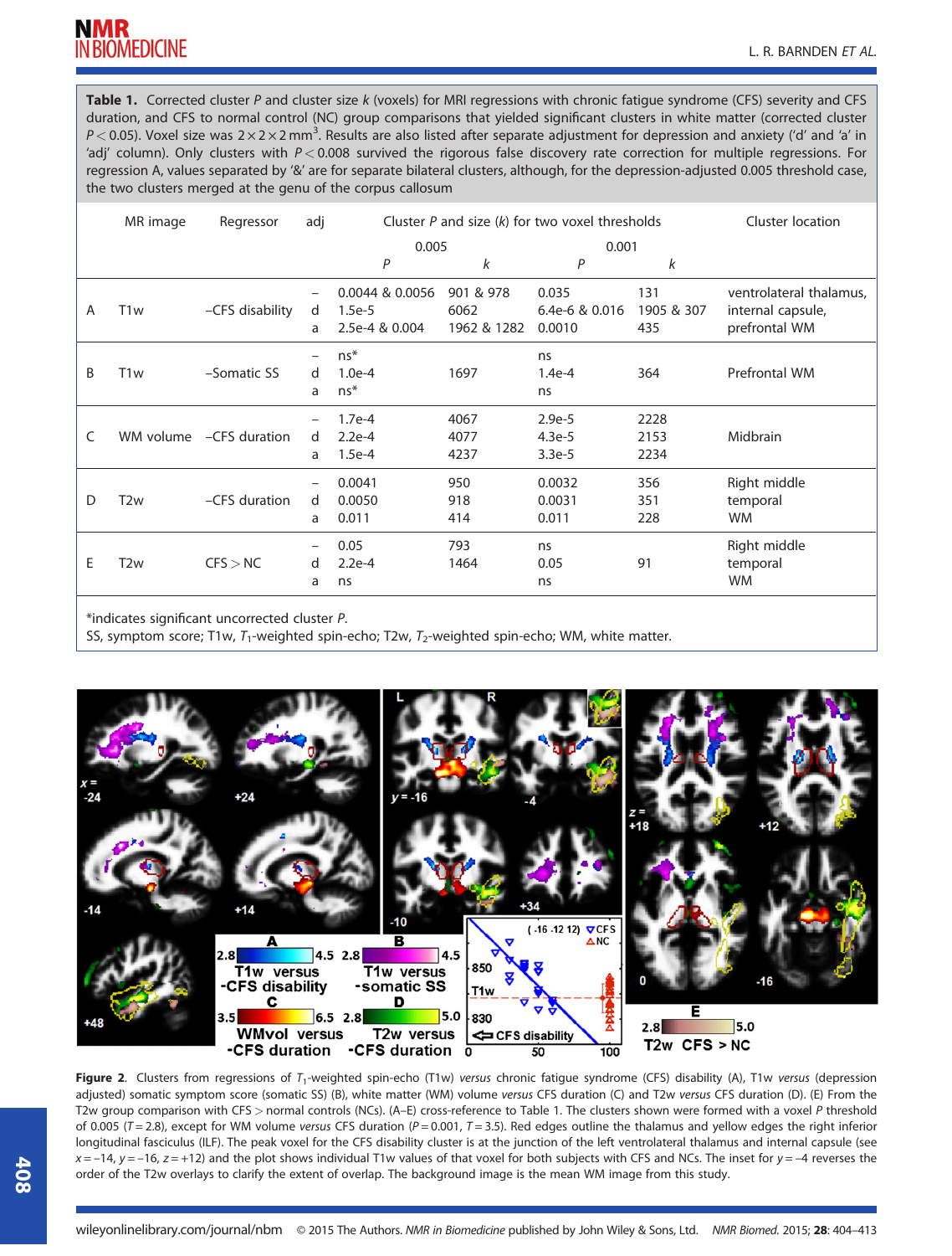**Table 1.** Corrected cluster *P* and cluster size *k* (voxels) for MRI regressions with chronic fatigue syndrome (CFS) severity and CFS duration, and CFS to normal control (NC) group comparisons that yielded significant clusters in white matter (corrected cluster $P < 0.05$). Voxel size was $2 \times 2 \times 2\ \text{mm}^3$. Results are also listed after separate adjustment for depression and anxiety ('d' and 'a' in 'adj' column). Only clusters with $P < 0.008$ survived the rigorous false discovery rate correction for multiple regressions. For regression A, values separated by '&' are for separate bilateral clusters, although, for the depression-adjusted 0.005 threshold case, the two clusters merged at the genu of the corpus callosum

| | MR image | Regressor | adj | Cluster *P* and size (*k*) for two voxel thresholds | | | | Cluster location |
|---|---|---|---|---|---|---|---|---|
| | | | | 0.005 | | 0.001 | | |
| | | | | *P* | *k* | *P* | *k* | |
| A | T1w | −CFS disability | – | 0.0044 & 0.0056 | 901 & 978 | 0.035 | 131 | ventrolateral thalamus, internal capsule, prefrontal WM |
| | | | d | 1.5e-5 | 6062 | 6.4e-6 & 0.016 | 1905 & 307 | |
| | | | a | 2.5e-4 & 0.004 | 1962 & 1282 | 0.0010 | 435 | |
| B | T1w | −Somatic SS | – | ns* | | ns | | Prefrontal WM |
| | | | d | 1.0e-4 | 1697 | 1.4e-4 | 364 | |
| | | | a | ns* | | ns | | |
| C | WM volume | −CFS duration | – | 1.7e-4 | 4067 | 2.9e-5 | 2228 | Midbrain |
| | | | d | 2.2e-4 | 4077 | 4.3e-5 | 2153 | |
| | | | a | 1.5e-4 | 4237 | 3.3e-5 | 2234 | |
| D | T2w | −CFS duration | – | 0.0041 | 950 | 0.0032 | 356 | Right middle temporal WM |
| | | | d | 0.0050 | 918 | 0.0031 | 351 | |
| | | | a | 0.011 | 414 | 0.011 | 228 | |
| E | T2w | CFS > NC | – | 0.05 | 793 | ns | | Right middle temporal WM |
| | | | d | 2.2e-4 | 1464 | 0.05 | 91 | |
| | | | a | ns | | ns | | |

*indicates significant uncorrected cluster *P*.
SS, symptom score; T1w, $T_1$-weighted spin-echo; T2w, $T_2$-weighted spin-echo; WM, white matter.

**Figure 2.** Clusters from regressions of $T_1$-weighted spin-echo (T1w) *versus* chronic fatigue syndrome (CFS) disability (A), T1w *versus* (depression adjusted) somatic symptom score (somatic SS) (B), white matter (WM) volume *versus* CFS duration (C) and T2w *versus* CFS duration (D). (E) From the T2w group comparison with CFS > normal controls (NCs). (A–E) cross-reference to Table 1. The clusters shown were formed with a voxel *P* threshold of 0.005 ($T = 2.8$), except for WM volume *versus* CFS duration ($P = 0.001$, $T = 3.5$). Red edges outline the thalamus and yellow edges the right inferior longitudinal fasciculus (ILF). The peak voxel for the CFS disability cluster is at the junction of the left ventrolateral thalamus and internal capsule (see $x = -14$, $y = -16$, $z = +12$) and the plot shows individual T1w values of that voxel for both subjects with CFS and NCs. The inset for $y = -4$ reverses the order of the T2w overlays to clarify the extent of overlap. The background image is the mean WM image from this study.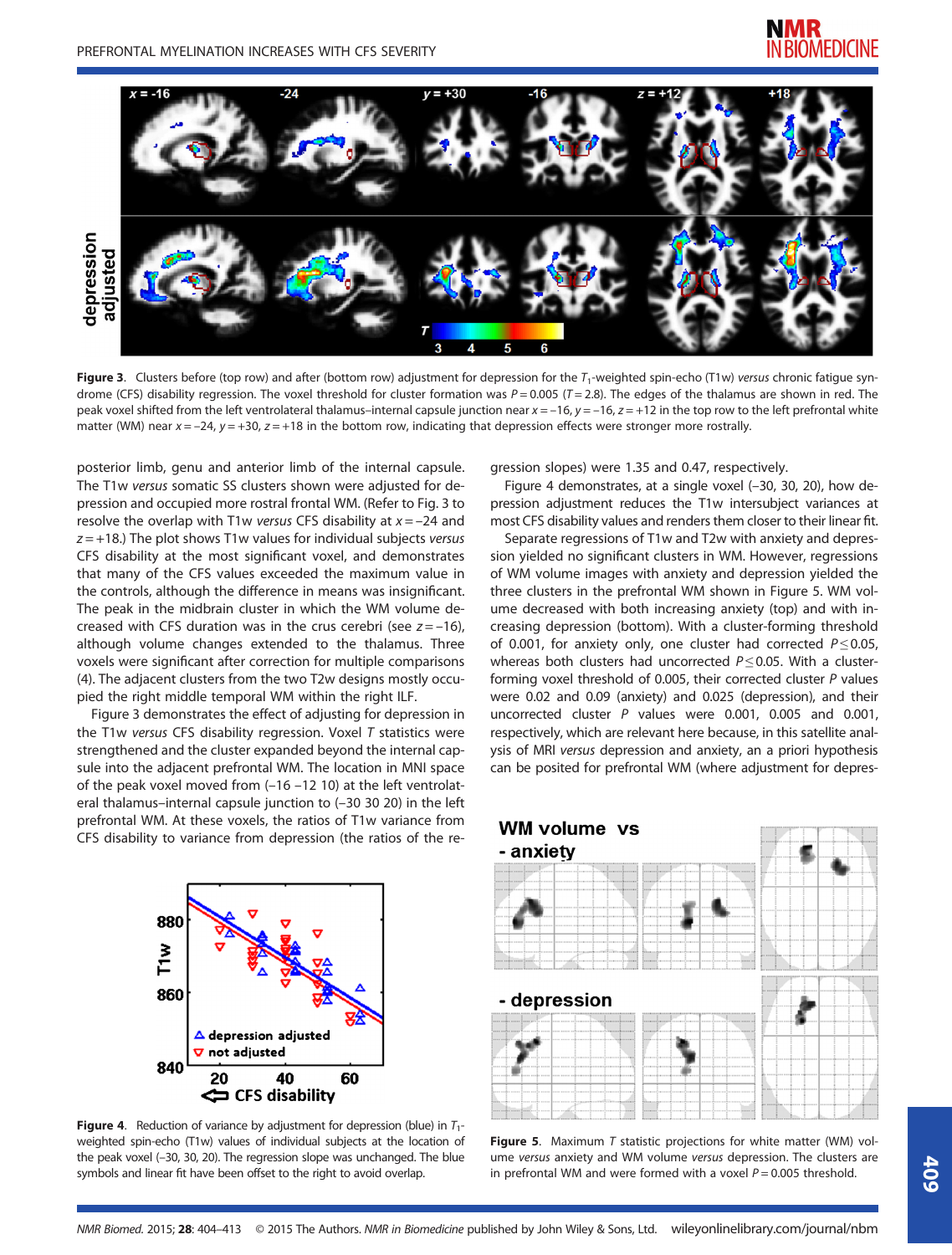Figure 3. Clusters before (top row) and after (bottom row) adjustment for depression for the $T_1$-weighted spin-echo (T1w) *versus* chronic fatigue syndrome (CFS) disability regression. The voxel threshold for cluster formation was $P = 0.005$ ($T = 2.8$). The edges of the thalamus are shown in red. The peak voxel shifted from the left ventrolateral thalamus–internal capsule junction near $x = -16$, $y = -16$, $z = +12$ in the top row to the left prefrontal white matter (WM) near $x = -24$, $y = +30$, $z = +18$ in the bottom row, indicating that depression effects were stronger more rostrally.

posterior limb, genu and anterior limb of the internal capsule. The T1w *versus* somatic SS clusters shown were adjusted for depression and occupied more rostral frontal WM. (Refer to Fig. 3 to resolve the overlap with T1w *versus* CFS disability at $x = -24$ and $z = +18$.) The plot shows T1w values for individual subjects *versus* CFS disability at the most significant voxel, and demonstrates that many of the CFS values exceeded the maximum value in the controls, although the difference in means was insignificant. The peak in the midbrain cluster in which the WM volume decreased with CFS duration was in the crus cerebri (see $z = -16$), although volume changes extended to the thalamus. Three voxels were significant after correction for multiple comparisons (4). The adjacent clusters from the two T2w designs mostly occupied the right middle temporal WM within the right ILF.

Figure 3 demonstrates the effect of adjusting for depression in the T1w *versus* CFS disability regression. Voxel *T* statistics were strengthened and the cluster expanded beyond the internal capsule into the adjacent prefrontal WM. The location in MNI space of the peak voxel moved from (−16 −12 10) at the left ventrolateral thalamus–internal capsule junction to (−30 30 20) in the left prefrontal WM. At these voxels, the ratios of T1w variance from CFS disability to variance from depression (the ratios of the regression slopes) were 1.35 and 0.47, respectively.

Figure 4 demonstrates, at a single voxel (−30, 30, 20), how depression adjustment reduces the T1w intersubject variances at most CFS disability values and renders them closer to their linear fit.

Separate regressions of T1w and T2w with anxiety and depression yielded no significant clusters in WM. However, regressions of WM volume images with anxiety and depression yielded the three clusters in the prefrontal WM shown in Figure 5. WM volume decreased with both increasing anxiety (top) and with increasing depression (bottom). With a cluster-forming threshold of 0.001, for anxiety only, one cluster had corrected $P \leq 0.05$, whereas both clusters had uncorrected $P \leq 0.05$. With a cluster-forming voxel threshold of 0.005, their corrected cluster *P* values were 0.02 and 0.09 (anxiety) and 0.025 (depression), and their uncorrected cluster *P* values were 0.001, 0.005 and 0.001, respectively, which are relevant here because, in this satellite analysis of MRI *versus* depression and anxiety, an a priori hypothesis can be posited for prefrontal WM (where adjustment for depres-

Figure 4. Reduction of variance by adjustment for depression (blue) in $T_1$-weighted spin-echo (T1w) values of individual subjects at the location of the peak voxel (−30, 30, 20). The regression slope was unchanged. The blue symbols and linear fit have been offset to the right to avoid overlap.

Figure 5. Maximum *T* statistic projections for white matter (WM) volume *versus* anxiety and WM volume *versus* depression. The clusters are in prefrontal WM and were formed with a voxel $P = 0.005$ threshold.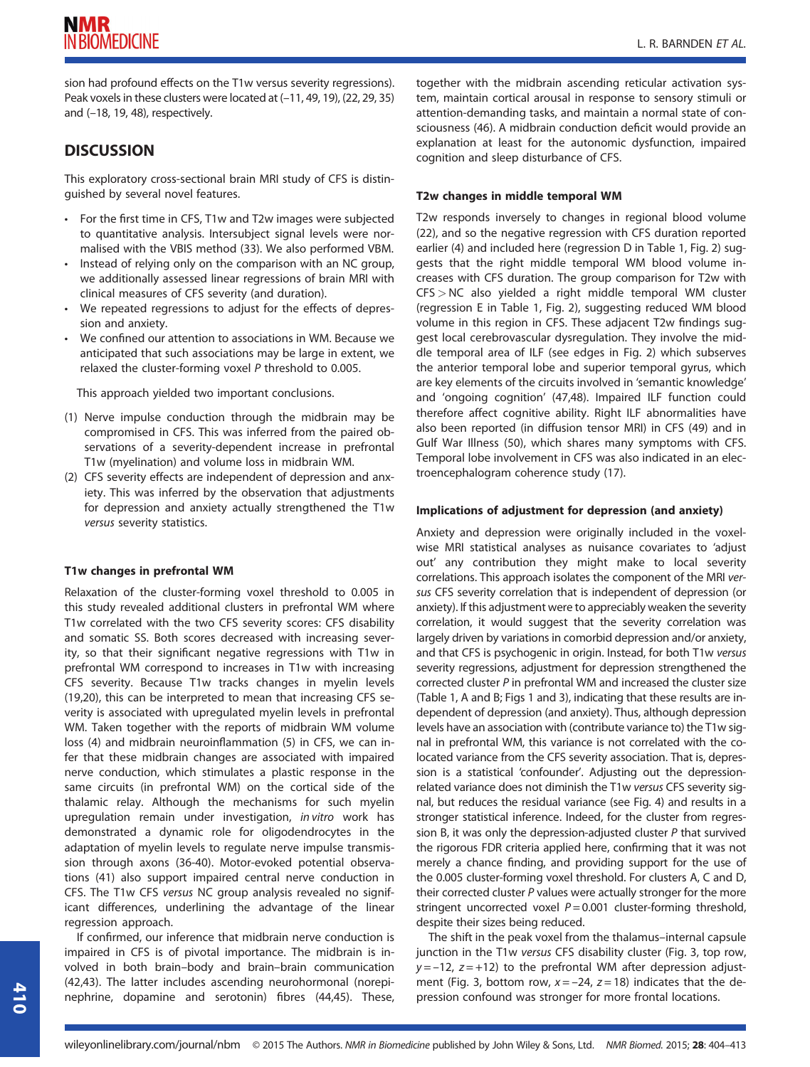sion had profound effects on the T1w versus severity regressions). Peak voxels in these clusters were located at (−11, 49, 19), (22, 29, 35) and (−18, 19, 48), respectively.

## DISCUSSION

This exploratory cross-sectional brain MRI study of CFS is distinguished by several novel features.

- For the first time in CFS, T1w and T2w images were subjected to quantitative analysis. Intersubject signal levels were normalised with the VBIS method (33). We also performed VBM.
- Instead of relying only on the comparison with an NC group, we additionally assessed linear regressions of brain MRI with clinical measures of CFS severity (and duration).
- We repeated regressions to adjust for the effects of depression and anxiety.
- We confined our attention to associations in WM. Because we anticipated that such associations may be large in extent, we relaxed the cluster-forming voxel $P$ threshold to 0.005.

This approach yielded two important conclusions.

1. Nerve impulse conduction through the midbrain may be compromised in CFS. This was inferred from the paired observations of a severity-dependent increase in prefrontal T1w (myelination) and volume loss in midbrain WM.
2. CFS severity effects are independent of depression and anxiety. This was inferred by the observation that adjustments for depression and anxiety actually strengthened the T1w *versus* severity statistics.

### T1w changes in prefrontal WM

Relaxation of the cluster-forming voxel threshold to 0.005 in this study revealed additional clusters in prefrontal WM where T1w correlated with the two CFS severity scores: CFS disability and somatic SS. Both scores decreased with increasing severity, so that their significant negative regressions with T1w in prefrontal WM correspond to increases in T1w with increasing CFS severity. Because T1w tracks changes in myelin levels (19,20), this can be interpreted to mean that increasing CFS severity is associated with upregulated myelin levels in prefrontal WM. Taken together with the reports of midbrain WM volume loss (4) and midbrain neuroinflammation (5) in CFS, we can infer that these midbrain changes are associated with impaired nerve conduction, which stimulates a plastic response in the same circuits (in prefrontal WM) on the cortical side of the thalamic relay. Although the mechanisms for such myelin upregulation remain under investigation, *in vitro* work has demonstrated a dynamic role for oligodendrocytes in the adaptation of myelin levels to regulate nerve impulse transmission through axons (36-40). Motor-evoked potential observations (41) also support impaired central nerve conduction in CFS. The T1w CFS *versus* NC group analysis revealed no significant differences, underlining the advantage of the linear regression approach.

If confirmed, our inference that midbrain nerve conduction is impaired in CFS is of pivotal importance. The midbrain is involved in both brain–body and brain–brain communication (42,43). The latter includes ascending neurohormonal (norepinephrine, dopamine and serotonin) fibres (44,45). These, together with the midbrain ascending reticular activation system, maintain cortical arousal in response to sensory stimuli or attention-demanding tasks, and maintain a normal state of consciousness (46). A midbrain conduction deficit would provide an explanation at least for the autonomic dysfunction, impaired cognition and sleep disturbance of CFS.

### T2w changes in middle temporal WM

T2w responds inversely to changes in regional blood volume (22), and so the negative regression with CFS duration reported earlier (4) and included here (regression D in Table 1, Fig. 2) suggests that the right middle temporal WM blood volume increases with CFS duration. The group comparison for T2w with CFS > NC also yielded a right middle temporal WM cluster (regression E in Table 1, Fig. 2), suggesting reduced WM blood volume in this region in CFS. These adjacent T2w findings suggest local cerebrovascular dysregulation. They involve the middle temporal area of ILF (see edges in Fig. 2) which subserves the anterior temporal lobe and superior temporal gyrus, which are key elements of the circuits involved in 'semantic knowledge' and 'ongoing cognition' (47,48). Impaired ILF function could therefore affect cognitive ability. Right ILF abnormalities have also been reported (in diffusion tensor MRI) in CFS (49) and in Gulf War Illness (50), which shares many symptoms with CFS. Temporal lobe involvement in CFS was also indicated in an electroencephalogram coherence study (17).

### Implications of adjustment for depression (and anxiety)

Anxiety and depression were originally included in the voxel-wise MRI statistical analyses as nuisance covariates to 'adjust out' any contribution they might make to local severity correlations. This approach isolates the component of the MRI *versus* CFS severity correlation that is independent of depression (or anxiety). If this adjustment were to appreciably weaken the severity correlation, it would suggest that the severity correlation was largely driven by variations in comorbid depression and/or anxiety, and that CFS is psychogenic in origin. Instead, for both T1w *versus* severity regressions, adjustment for depression strengthened the corrected cluster $P$ in prefrontal WM and increased the cluster size (Table 1, A and B; Figs 1 and 3), indicating that these results are independent of depression (and anxiety). Thus, although depression levels have an association with (contribute variance to) the T1w signal in prefrontal WM, this variance is not correlated with the co-located variance from the CFS severity association. That is, depression is a statistical 'confounder'. Adjusting out the depression-related variance does not diminish the T1w *versus* CFS severity signal, but reduces the residual variance (see Fig. 4) and results in a stronger statistical inference. Indeed, for the cluster from regression B, it was only the depression-adjusted cluster $P$ that survived the rigorous FDR criteria applied here, confirming that it was not merely a chance finding, and providing support for the use of the 0.005 cluster-forming voxel threshold. For clusters A, C and D, their corrected cluster $P$ values were actually stronger for the more stringent uncorrected voxel $P = 0.001$ cluster-forming threshold, despite their sizes being reduced.

The shift in the peak voxel from the thalamus–internal capsule junction in the T1w *versus* CFS disability cluster (Fig. 3, top row, $y = -12$, $z = +12$) to the prefrontal WM after depression adjustment (Fig. 3, bottom row, $x = -24$, $z = 18$) indicates that the depression confound was stronger for more frontal locations.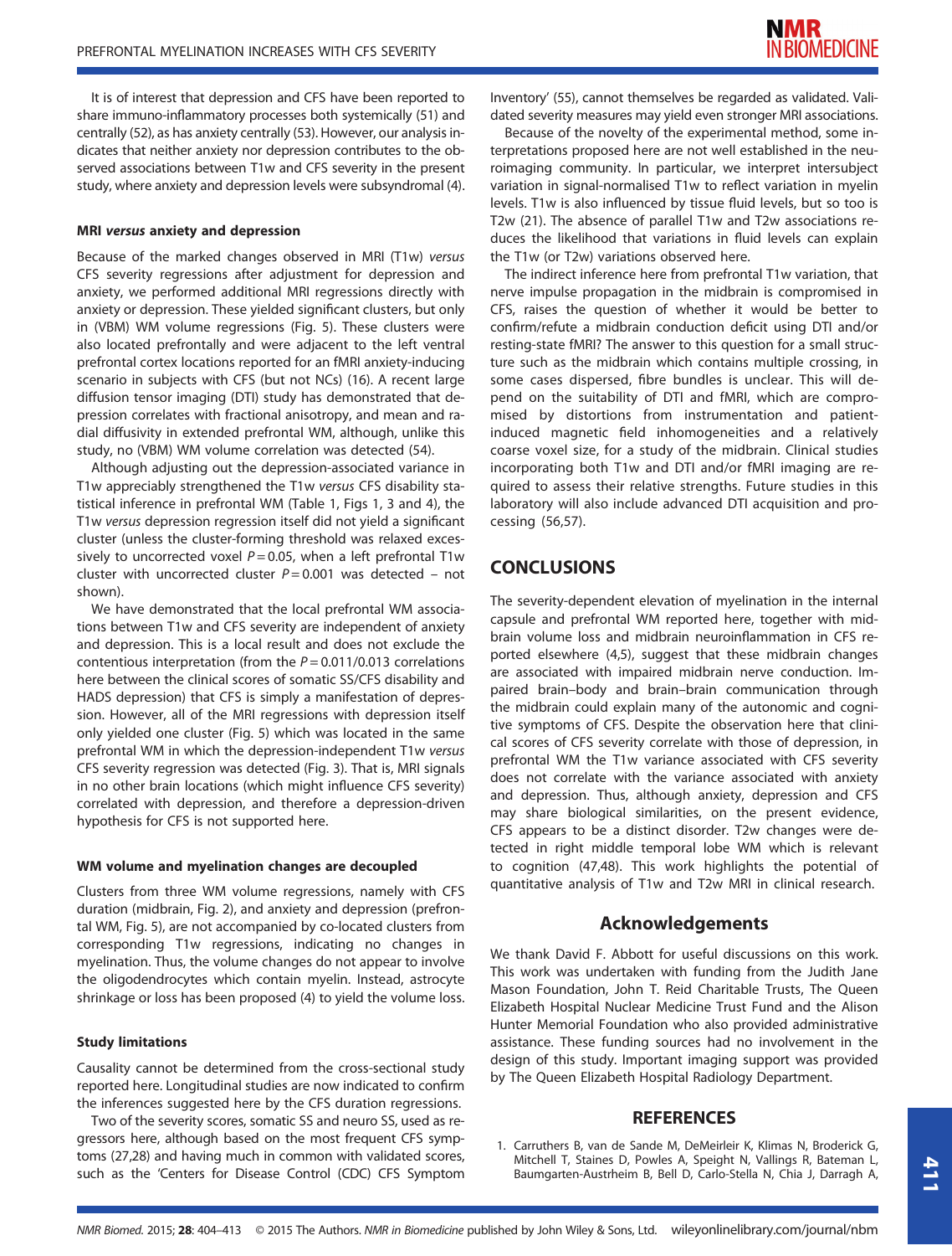It is of interest that depression and CFS have been reported to share immuno-inflammatory processes both systemically (51) and centrally (52), as has anxiety centrally (53). However, our analysis indicates that neither anxiety nor depression contributes to the observed associations between T1w and CFS severity in the present study, where anxiety and depression levels were subsyndromal (4).

#### MRI *versus* anxiety and depression

Because of the marked changes observed in MRI (T1w) *versus* CFS severity regressions after adjustment for depression and anxiety, we performed additional MRI regressions directly with anxiety or depression. These yielded significant clusters, but only in (VBM) WM volume regressions (Fig. 5). These clusters were also located prefrontally and were adjacent to the left ventral prefrontal cortex locations reported for an fMRI anxiety-inducing scenario in subjects with CFS (but not NCs) (16). A recent large diffusion tensor imaging (DTI) study has demonstrated that depression correlates with fractional anisotropy, and mean and radial diffusivity in extended prefrontal WM, although, unlike this study, no (VBM) WM volume correlation was detected (54).

Although adjusting out the depression-associated variance in T1w appreciably strengthened the T1w *versus* CFS disability statistical inference in prefrontal WM (Table 1, Figs 1, 3 and 4), the T1w *versus* depression regression itself did not yield a significant cluster (unless the cluster-forming threshold was relaxed excessively to uncorrected voxel $P = 0.05$, when a left prefrontal T1w cluster with uncorrected cluster $P = 0.001$ was detected – not shown).

We have demonstrated that the local prefrontal WM associations between T1w and CFS severity are independent of anxiety and depression. This is a local result and does not exclude the contentious interpretation (from the $P = 0.011/0.013$ correlations here between the clinical scores of somatic SS/CFS disability and HADS depression) that CFS is simply a manifestation of depression. However, all of the MRI regressions with depression itself only yielded one cluster (Fig. 5) which was located in the same prefrontal WM in which the depression-independent T1w *versus* CFS severity regression was detected (Fig. 3). That is, MRI signals in no other brain locations (which might influence CFS severity) correlated with depression, and therefore a depression-driven hypothesis for CFS is not supported here.

#### WM volume and myelination changes are decoupled

Clusters from three WM volume regressions, namely with CFS duration (midbrain, Fig. 2), and anxiety and depression (prefrontal WM, Fig. 5), are not accompanied by co-located clusters from corresponding T1w regressions, indicating no changes in myelination. Thus, the volume changes do not appear to involve the oligodendrocytes which contain myelin. Instead, astrocyte shrinkage or loss has been proposed (4) to yield the volume loss.

#### Study limitations

Causality cannot be determined from the cross-sectional study reported here. Longitudinal studies are now indicated to confirm the inferences suggested here by the CFS duration regressions.

Two of the severity scores, somatic SS and neuro SS, used as regressors here, although based on the most frequent CFS symptoms (27,28) and having much in common with validated scores, such as the 'Centers for Disease Control (CDC) CFS Symptom Inventory' (55), cannot themselves be regarded as validated. Validated severity measures may yield even stronger MRI associations.

Because of the novelty of the experimental method, some interpretations proposed here are not well established in the neuroimaging community. In particular, we interpret intersubject variation in signal-normalised T1w to reflect variation in myelin levels. T1w is also influenced by tissue fluid levels, but so too is T2w (21). The absence of parallel T1w and T2w associations reduces the likelihood that variations in fluid levels can explain the T1w (or T2w) variations observed here.

The indirect inference here from prefrontal T1w variation, that nerve impulse propagation in the midbrain is compromised in CFS, raises the question of whether it would be better to confirm/refute a midbrain conduction deficit using DTI and/or resting-state fMRI? The answer to this question for a small structure such as the midbrain which contains multiple crossing, in some cases dispersed, fibre bundles is unclear. This will depend on the suitability of DTI and fMRI, which are compromised by distortions from instrumentation and patient-induced magnetic field inhomogeneities and a relatively coarse voxel size, for a study of the midbrain. Clinical studies incorporating both T1w and DTI and/or fMRI imaging are required to assess their relative strengths. Future studies in this laboratory will also include advanced DTI acquisition and processing (56,57).

## CONCLUSIONS

The severity-dependent elevation of myelination in the internal capsule and prefrontal WM reported here, together with midbrain volume loss and midbrain neuroinflammation in CFS reported elsewhere (4,5), suggest that these midbrain changes are associated with impaired midbrain nerve conduction. Impaired brain–body and brain–brain communication through the midbrain could explain many of the autonomic and cognitive symptoms of CFS. Despite the observation here that clinical scores of CFS severity correlate with those of depression, in prefrontal WM the T1w variance associated with CFS severity does not correlate with the variance associated with anxiety and depression. Thus, although anxiety, depression and CFS may share biological similarities, on the present evidence, CFS appears to be a distinct disorder. T2w changes were detected in right middle temporal lobe WM which is relevant to cognition (47,48). This work highlights the potential of quantitative analysis of T1w and T2w MRI in clinical research.

## Acknowledgements

We thank David F. Abbott for useful discussions on this work. This work was undertaken with funding from the Judith Jane Mason Foundation, John T. Reid Charitable Trusts, The Queen Elizabeth Hospital Nuclear Medicine Trust Fund and the Alison Hunter Memorial Foundation who also provided administrative assistance. These funding sources had no involvement in the design of this study. Important imaging support was provided by The Queen Elizabeth Hospital Radiology Department.

## REFERENCES

1. Carruthers B, van de Sande M, DeMeirleir K, Klimas N, Broderick G, Mitchell T, Staines D, Powles A, Speight N, Vallings R, Bateman L, Baumgarten-Austrheim B, Bell D, Carlo-Stella N, Chia J, Darragh A,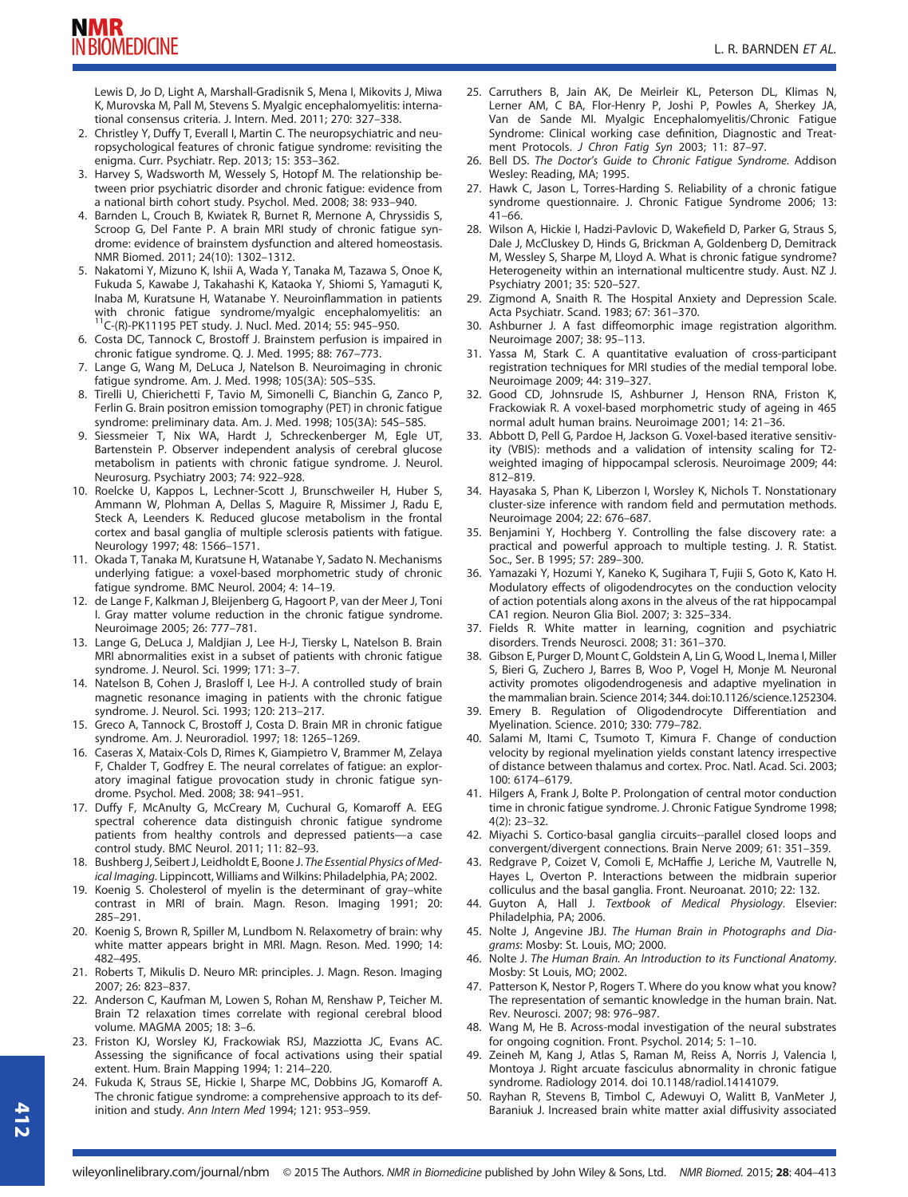Lewis D, Jo D, Light A, Marshall-Gradisnik S, Mena I, Mikovits J, Miwa K, Murovska M, Pall M, Stevens S. Myalgic encephalomyelitis: international consensus criteria. J. Intern. Med. 2011; 270: 327–338.

2. Christley Y, Duffy T, Everall I, Martin C. The neuropsychiatric and neuropsychological features of chronic fatigue syndrome: revisiting the enigma. Curr. Psychiatr. Rep. 2013; 15: 353–362.
3. Harvey S, Wadsworth M, Wessely S, Hotopf M. The relationship between prior psychiatric disorder and chronic fatigue: evidence from a national birth cohort study. Psychol. Med. 2008; 38: 933–940.
4. Barnden L, Crouch B, Kwiatek R, Burnet R, Mernone A, Chryssidis S, Scroop G, Del Fante P. A brain MRI study of chronic fatigue syndrome: evidence of brainstem dysfunction and altered homeostasis. NMR Biomed. 2011; 24(10): 1302–1312.
5. Nakatomi Y, Mizuno K, Ishii A, Wada Y, Tanaka M, Tazawa S, Onoe K, Fukuda S, Kawabe J, Takahashi K, Kataoka Y, Shiomi S, Yamaguti K, Inaba M, Kuratsune H, Watanabe Y. Neuroinflammation in patients with chronic fatigue syndrome/myalgic encephalomyelitis: an $^{11}$C-(R)-PK11195 PET study. J. Nucl. Med. 2014; 55: 945–950.
6. Costa DC, Tannock C, Brostoff J. Brainstem perfusion is impaired in chronic fatigue syndrome. Q. J. Med. 1995; 88: 767–773.
7. Lange G, Wang M, DeLuca J, Natelson B. Neuroimaging in chronic fatigue syndrome. Am. J. Med. 1998; 105(3A): 50S–53S.
8. Tirelli U, Chierichetti F, Tavio M, Simonelli C, Bianchin G, Zanco P, Ferlin G. Brain positron emission tomography (PET) in chronic fatigue syndrome: preliminary data. Am. J. Med. 1998; 105(3A): 54S–58S.
9. Siessmeier T, Nix WA, Hardt J, Schreckenberger M, Egle UT, Bartenstein P. Observer independent analysis of cerebral glucose metabolism in patients with chronic fatigue syndrome. J. Neurol. Neurosurg. Psychiatry 2003; 74: 922–928.
10. Roelcke U, Kappos L, Lechner-Scott J, Brunschweiler H, Huber S, Ammann W, Plohman A, Dellas S, Maguire R, Missimer J, Radu E, Steck A, Leenders K. Reduced glucose metabolism in the frontal cortex and basal ganglia of multiple sclerosis patients with fatigue. Neurology 1997; 48: 1566–1571.
11. Okada T, Tanaka M, Kuratsune H, Watanabe Y, Sadato N. Mechanisms underlying fatigue: a voxel-based morphometric study of chronic fatigue syndrome. BMC Neurol. 2004; 4: 14–19.
12. de Lange F, Kalkman J, Bleijenberg G, Hagoort P, van der Meer J, Toni I. Gray matter volume reduction in the chronic fatigue syndrome. Neuroimage 2005; 26: 777–781.
13. Lange G, DeLuca J, Maldjian J, Lee H-J, Tiersky L, Natelson B. Brain MRI abnormalities exist in a subset of patients with chronic fatigue syndrome. J. Neurol. Sci. 1999; 171: 3–7.
14. Natelson B, Cohen J, Brasloff I, Lee H-J. A controlled study of brain magnetic resonance imaging in patients with the chronic fatigue syndrome. J. Neurol. Sci. 1993; 120: 213–217.
15. Greco A, Tannock C, Brostoff J, Costa D. Brain MR in chronic fatigue syndrome. Am. J. Neuroradiol. 1997; 18: 1265–1269.
16. Caseras X, Mataix-Cols D, Rimes K, Giampietro V, Brammer M, Zelaya F, Chalder T, Godfrey E. The neural correlates of fatigue: an exploratory imaginal fatigue provocation study in chronic fatigue syndrome. Psychol. Med. 2008; 38: 941–951.
17. Duffy F, McAnulty G, McCreary M, Cuchural G, Komaroff A. EEG spectral coherence data distinguish chronic fatigue syndrome patients from healthy controls and depressed patients—a case control study. BMC Neurol. 2011; 11: 82–93.
18. Bushberg J, Seibert J, Leidholdt E, Boone J. *The Essential Physics of Medical Imaging*. Lippincott, Williams and Wilkins: Philadelphia, PA; 2002.
19. Koenig S. Cholesterol of myelin is the determinant of gray–white contrast in MRI of brain. Magn. Reson. Imaging 1991; 20: 285–291.
20. Koenig S, Brown R, Spiller M, Lundbom N. Relaxometry of brain: why white matter appears bright in MRI. Magn. Reson. Med. 1990; 14: 482–495.
21. Roberts T, Mikulis D. Neuro MR: principles. J. Magn. Reson. Imaging 2007; 26: 823–837.
22. Anderson C, Kaufman M, Lowen S, Rohan M, Renshaw P, Teicher M. Brain T2 relaxation times correlate with regional cerebral blood volume. MAGMA 2005; 18: 3–6.
23. Friston KJ, Worsley KJ, Frackowiak RSJ, Mazziotta JC, Evans AC. Assessing the significance of focal activations using their spatial extent. Hum. Brain Mapping 1994; 1: 214–220.
24. Fukuda K, Straus SE, Hickie I, Sharpe MC, Dobbins JG, Komaroff A. The chronic fatigue syndrome: a comprehensive approach to its definition and study. *Ann Intern Med* 1994; 121: 953–959.
25. Carruthers B, Jain AK, De Meirleir KL, Peterson DL, Klimas N, Lerner AM, C BA, Flor-Henry P, Joshi P, Powles A, Sherkey JA, Van de Sande MI. Myalgic Encephalomyelitis/Chronic Fatigue Syndrome: Clinical working case definition, Diagnostic and Treatment Protocols. *J Chron Fatig Syn* 2003; 11: 87–97.
26. Bell DS. *The Doctor's Guide to Chronic Fatigue Syndrome*. Addison Wesley: Reading, MA; 1995.
27. Hawk C, Jason L, Torres-Harding S. Reliability of a chronic fatigue syndrome questionnaire. J. Chronic Fatigue Syndrome 2006; 13: 41–66.
28. Wilson A, Hickie I, Hadzi-Pavlovic D, Wakefield D, Parker G, Straus S, Dale J, McCluskey D, Hinds G, Brickman A, Goldenberg D, Demitrack M, Wessley S, Sharpe M, Lloyd A. What is chronic fatigue syndrome? Heterogeneity within an international multicentre study. Aust. NZ J. Psychiatry 2001; 35: 520–527.
29. Zigmond A, Snaith R. The Hospital Anxiety and Depression Scale. Acta Psychiatr. Scand. 1983; 67: 361–370.
30. Ashburner J. A fast diffeomorphic image registration algorithm. Neuroimage 2007; 38: 95–113.
31. Yassa M, Stark C. A quantitative evaluation of cross-participant registration techniques for MRI studies of the medial temporal lobe. Neuroimage 2009; 44: 319–327.
32. Good CD, Johnsrude IS, Ashburner J, Henson RNA, Friston K, Frackowiak R. A voxel-based morphometric study of ageing in 465 normal adult human brains. Neuroimage 2001; 14: 21–36.
33. Abbott D, Pell G, Pardoe H, Jackson G. Voxel-based iterative sensitivity (VBIS): methods and a validation of intensity scaling for T2-weighted imaging of hippocampal sclerosis. Neuroimage 2009; 44: 812–819.
34. Hayasaka S, Phan K, Liberzon I, Worsley K, Nichols T. Nonstationary cluster-size inference with random field and permutation methods. Neuroimage 2004; 22: 676–687.
35. Benjamini Y, Hochberg Y. Controlling the false discovery rate: a practical and powerful approach to multiple testing. J. R. Statist. Soc., Ser. B 1995; 57: 289–300.
36. Yamazaki Y, Hozumi Y, Kaneko K, Sugihara T, Fujii S, Goto K, Kato H. Modulatory effects of oligodendrocytes on the conduction velocity of action potentials along axons in the alveus of the rat hippocampal CA1 region. Neuron Glia Biol. 2007; 3: 325–334.
37. Fields R. White matter in learning, cognition and psychiatric disorders. Trends Neurosci. 2008; 31: 361–370.
38. Gibson E, Purger D, Mount C, Goldstein A, Lin G, Wood L, Inema I, Miller S, Bieri G, Zuchero J, Barres B, Woo P, Vogel H, Monje M. Neuronal activity promotes oligodendrogenesis and adaptive myelination in the mammalian brain. Science 2014; 344. doi:10.1126/science.1252304.
39. Emery B. Regulation of Oligodendrocyte Differentiation and Myelination. Science. 2010; 330: 779–782.
40. Salami M, Itami C, Tsumoto T, Kimura F. Change of conduction velocity by regional myelination yields constant latency irrespective of distance between thalamus and cortex. Proc. Natl. Acad. Sci. 2003; 100: 6174–6179.
41. Hilgers A, Frank J, Bolte P. Prolongation of central motor conduction time in chronic fatigue syndrome. J. Chronic Fatigue Syndrome 1998; 4(2): 23–32.
42. Miyachi S. Cortico-basal ganglia circuits--parallel closed loops and convergent/divergent connections. Brain Nerve 2009; 61: 351–359.
43. Redgrave P, Coizet V, Comoli E, McHaffie J, Leriche M, Vautrelle N, Hayes L, Overton P. Interactions between the midbrain superior colliculus and the basal ganglia. Front. Neuroanat. 2010; 22: 132.
44. Guyton A, Hall J. *Textbook of Medical Physiology*. Elsevier: Philadelphia, PA; 2006.
45. Nolte J, Angevine JBJ. *The Human Brain in Photographs and Diagrams*: Mosby: St. Louis, MO; 2000.
46. Nolte J. *The Human Brain. An Introduction to its Functional Anatomy*. Mosby: St Louis, MO; 2002.
47. Patterson K, Nestor P, Rogers T. Where do you know what you know? The representation of semantic knowledge in the human brain. Nat. Rev. Neurosci. 2007; 98: 976–987.
48. Wang M, He B. Across-modal investigation of the neural substrates for ongoing cognition. Front. Psychol. 2014; 5: 1–10.
49. Zeineh M, Kang J, Atlas S, Raman M, Reiss A, Norris J, Valencia I, Montoya J. Right arcuate fasciculus abnormality in chronic fatigue syndrome. Radiology 2014. doi 10.1148/radiol.14141079.
50. Rayhan R, Stevens B, Timbol C, Adewuyi O, Walitt B, VanMeter J, Baraniuk J. Increased brain white matter axial diffusivity associated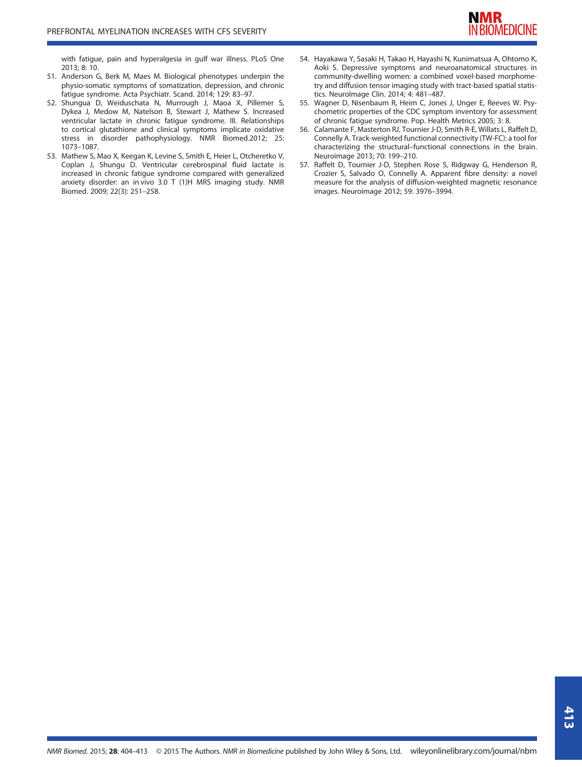with fatigue, pain and hyperalgesia in gulf war illness. PLoS One 2013; 8: 10.

51. Anderson G, Berk M, Maes M. Biological phenotypes underpin the physio-somatic symptoms of somatization, depression, and chronic fatigue syndrome. Acta Psychiatr. Scand. 2014; 129: 83–97.
52. Shungua D, Weiduschata N, Murrough J, Maoa X, Pillemer S, Dykea J, Medow M, Natelson B, Stewart J, Mathew S. Increased ventricular lactate in chronic fatigue syndrome. III. Relationships to cortical glutathione and clinical symptoms implicate oxidative stress in disorder pathophysiology. NMR Biomed.2012; 25: 1073–1087.
53. Mathew S, Mao X, Keegan K, Levine S, Smith E, Heier L, Otcheretko V, Coplan J, Shungu D. Ventricular cerebrospinal fluid lactate is increased in chronic fatigue syndrome compared with generalized anxiety disorder: an in vivo 3.0 T (1)H MRS imaging study. NMR Biomed. 2009; 22(3): 251–258.
54. Hayakawa Y, Sasaki H, Takao H, Hayashi N, Kunimatsua A, Ohtomo K, Aoki S. Depressive symptoms and neuroanatomical structures in community-dwelling women: a combined voxel-based morphometry and diffusion tensor imaging study with tract-based spatial statistics. NeuroImage Clin. 2014; 4: 481–487.
55. Wagner D, Nisenbaum R, Heim C, Jones J, Unger E, Reeves W. Psychometric properties of the CDC symptom inventory for assessment of chronic fatigue syndrome. Pop. Health Metrics 2005; 3: 8.
56. Calamante F, Masterton RJ, Tournier J-D, Smith R-E, Willats L, Raffelt D, Connelly A. Track-weighted functional connectivity (TW-FC): a tool for characterizing the structural–functional connections in the brain. Neuroimage 2013; 70: 199–210.
57. Raffelt D, Tournier J-D, Stephen Rose S, Ridgway G, Henderson R, Crozier S, Salvado O, Connelly A. Apparent fibre density: a novel measure for the analysis of diffusion-weighted magnetic resonance images. Neuroimage 2012; 59: 3976–3994.